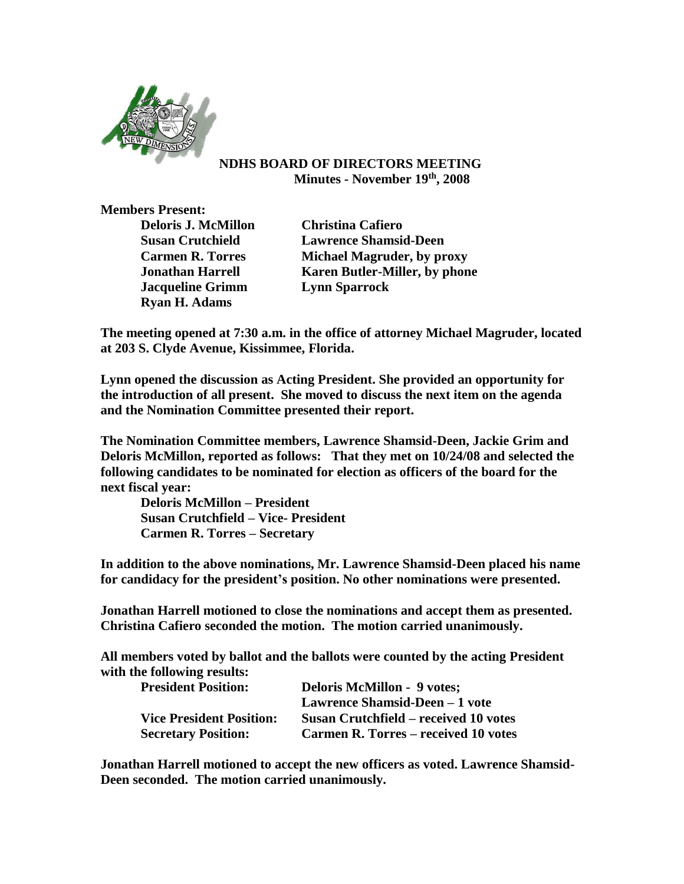## NDHS BOARD OF DIRECTORS MEETING
### Minutes - November 19th, 2008

**Members Present:**

| | |
|---|---|
| **Deloris J. McMillon** | **Christina Cafiero** |
| **Susan Crutchield** | **Lawrence Shamsid-Deen** |
| **Carmen R. Torres** | **Michael Magruder, by proxy** |
| **Jonathan Harrell** | **Karen Butler-Miller, by phone** |
| **Jacqueline Grimm** | **Lynn Sparrock** |
| **Ryan H. Adams** | |

**The meeting opened at 7:30 a.m. in the office of attorney Michael Magruder, located at 203 S. Clyde Avenue, Kissimmee, Florida.**

**Lynn opened the discussion as Acting President. She provided an opportunity for the introduction of all present. She moved to discuss the next item on the agenda and the Nomination Committee presented their report.**

**The Nomination Committee members, Lawrence Shamsid-Deen, Jackie Grim and Deloris McMillon, reported as follows: That they met on 10/24/08 and selected the following candidates to be nominated for election as officers of the board for the next fiscal year:**

**Deloris McMillon – President**
**Susan Crutchfield – Vice- President**
**Carmen R. Torres – Secretary**

**In addition to the above nominations, Mr. Lawrence Shamsid-Deen placed his name for candidacy for the president's position. No other nominations were presented.**

**Jonathan Harrell motioned to close the nominations and accept them as presented. Christina Cafiero seconded the motion. The motion carried unanimously.**

**All members voted by ballot and the ballots were counted by the acting President with the following results:**

| | |
|---|---|
| **President Position:** | **Deloris McMillon - 9 votes;** |
| | **Lawrence Shamsid-Deen – 1 vote** |
| **Vice President Position:** | **Susan Crutchfield – received 10 votes** |
| **Secretary Position:** | **Carmen R. Torres – received 10 votes** |

**Jonathan Harrell motioned to accept the new officers as voted. Lawrence Shamsid-Deen seconded. The motion carried unanimously.**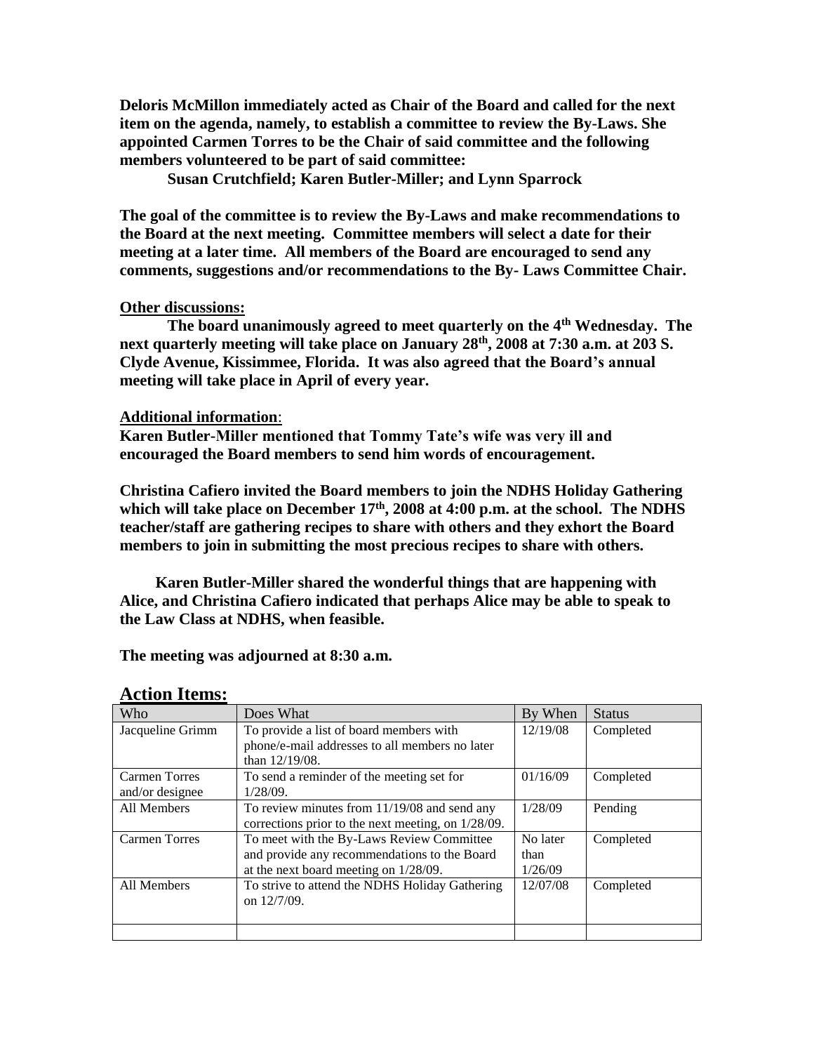**Deloris McMillon immediately acted as Chair of the Board and called for the next item on the agenda, namely, to establish a committee to review the By-Laws. She appointed Carmen Torres to be the Chair of said committee and the following members volunteered to be part of said committee:**

**Susan Crutchfield; Karen Butler-Miller; and Lynn Sparrock**

**The goal of the committee is to review the By-Laws and make recommendations to the Board at the next meeting. Committee members will select a date for their meeting at a later time. All members of the Board are encouraged to send any comments, suggestions and/or recommendations to the By- Laws Committee Chair.**

**Other discussions:**

**The board unanimously agreed to meet quarterly on the 4th Wednesday. The next quarterly meeting will take place on January 28th, 2008 at 7:30 a.m. at 203 S. Clyde Avenue, Kissimmee, Florida. It was also agreed that the Board's annual meeting will take place in April of every year.**

**Additional information**:

**Karen Butler-Miller mentioned that Tommy Tate's wife was very ill and encouraged the Board members to send him words of encouragement.**

**Christina Cafiero invited the Board members to join the NDHS Holiday Gathering which will take place on December 17th, 2008 at 4:00 p.m. at the school. The NDHS teacher/staff are gathering recipes to share with others and they exhort the Board members to join in submitting the most precious recipes to share with others.**

**Karen Butler-Miller shared the wonderful things that are happening with Alice, and Christina Cafiero indicated that perhaps Alice may be able to speak to the Law Class at NDHS, when feasible.**

**The meeting was adjourned at 8:30 a.m.**

## Action Items:

| Who | Does What | By When | Status |
|---|---|---|---|
| Jacqueline Grimm | To provide a list of board members with phone/e-mail addresses to all members no later than 12/19/08. | 12/19/08 | Completed |
| Carmen Torres and/or designee | To send a reminder of the meeting set for 1/28/09. | 01/16/09 | Completed |
| All Members | To review minutes from 11/19/08 and send any corrections prior to the next meeting, on 1/28/09. | 1/28/09 | Pending |
| Carmen Torres | To meet with the By-Laws Review Committee and provide any recommendations to the Board at the next board meeting on 1/28/09. | No later than 1/26/09 | Completed |
| All Members | To strive to attend the NDHS Holiday Gathering on 12/7/09. | 12/07/08 | Completed |
| | | | |